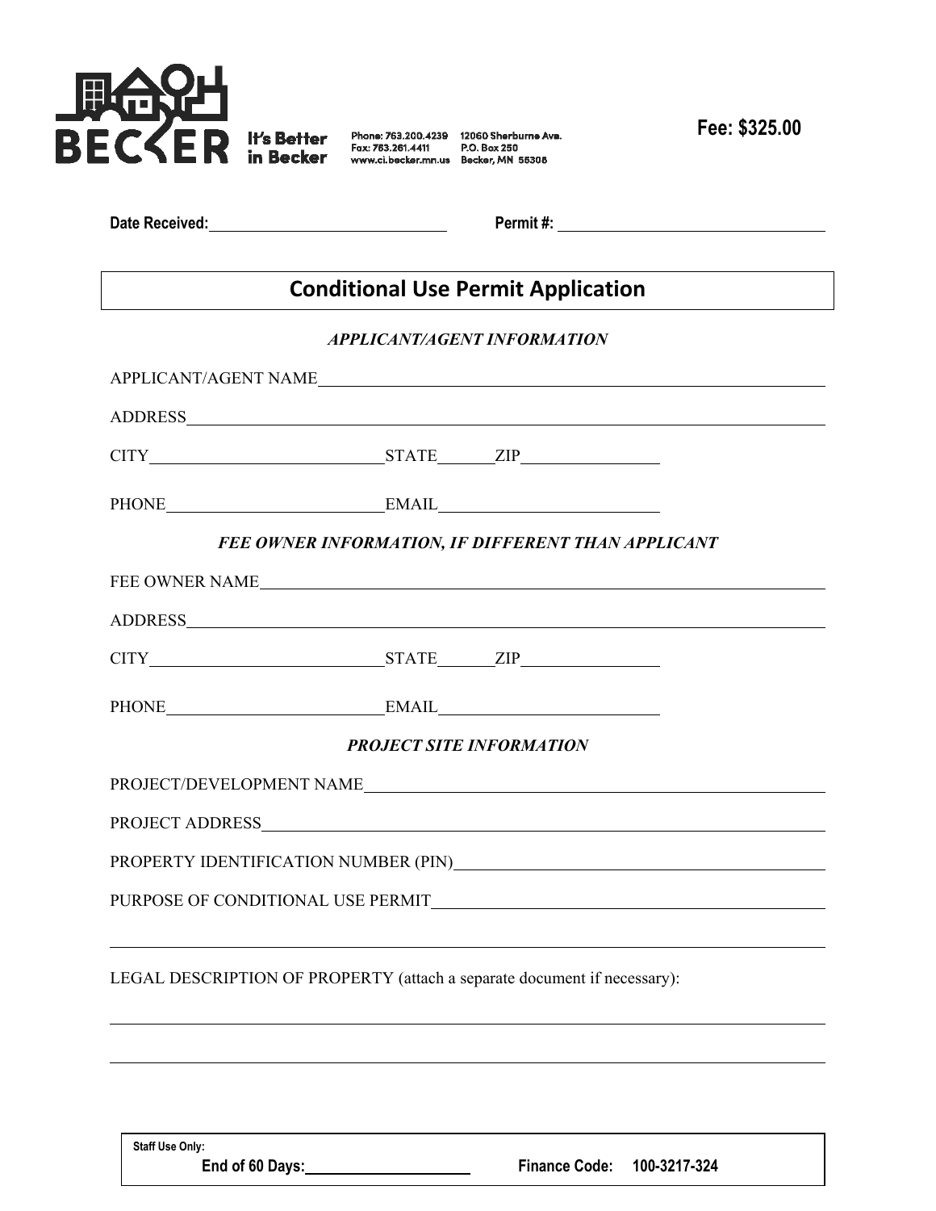BECKER It's Better in Becker

Phone: 763.200.4239
Fax: 763.261.4411
www.ci.becker.mn.us

12060 Sherburne Ave.
P.O. Box 250
Becker, MN 55308

**Fee: $325.00**

**Date Received:** ______________________ **Permit #:** ______________________

# Conditional Use Permit Application

***APPLICANT/AGENT INFORMATION***

APPLICANT/AGENT NAME ______________________________________________

ADDRESS ______________________________________________

CITY ______________________ STATE ________ ZIP ______________

PHONE ______________________ EMAIL ______________________

***FEE OWNER INFORMATION, IF DIFFERENT THAN APPLICANT***

FEE OWNER NAME ______________________________________________

ADDRESS ______________________________________________

CITY ______________________ STATE ________ ZIP ______________

PHONE ______________________ EMAIL ______________________

***PROJECT SITE INFORMATION***

PROJECT/DEVELOPMENT NAME ______________________________________________

PROJECT ADDRESS ______________________________________________

PROPERTY IDENTIFICATION NUMBER (PIN) ______________________________________________

PURPOSE OF CONDITIONAL USE PERMIT ______________________________________________

______________________________________________

LEGAL DESCRIPTION OF PROPERTY (attach a separate document if necessary):

______________________________________________

______________________________________________

**Staff Use Only:**

**End of 60 Days:** ______________________ **Finance Code: 100-3217-324**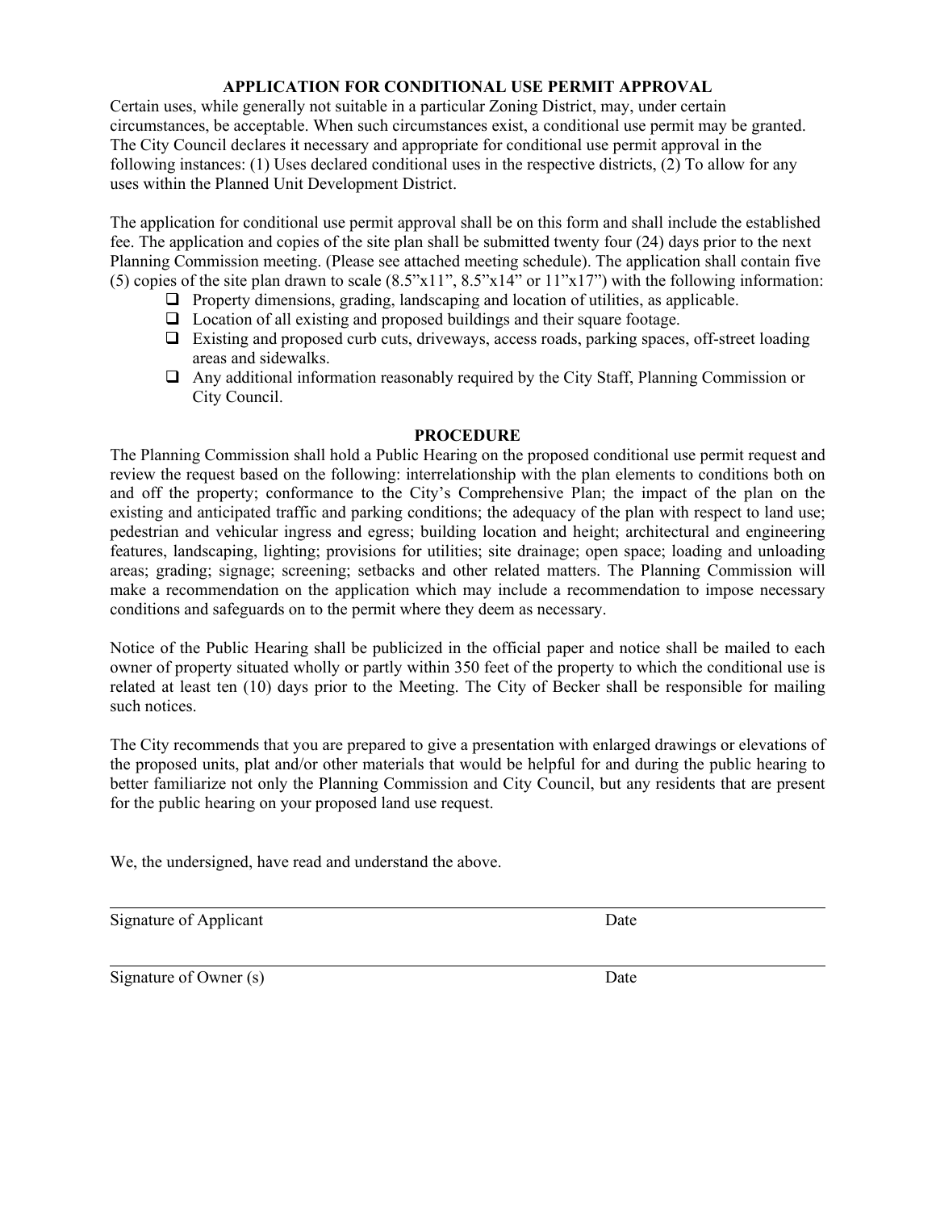## APPLICATION FOR CONDITIONAL USE PERMIT APPROVAL

Certain uses, while generally not suitable in a particular Zoning District, may, under certain circumstances, be acceptable. When such circumstances exist, a conditional use permit may be granted. The City Council declares it necessary and appropriate for conditional use permit approval in the following instances: (1) Uses declared conditional uses in the respective districts, (2) To allow for any uses within the Planned Unit Development District.

The application for conditional use permit approval shall be on this form and shall include the established fee. The application and copies of the site plan shall be submitted twenty four (24) days prior to the next Planning Commission meeting. (Please see attached meeting schedule). The application shall contain five (5) copies of the site plan drawn to scale (8.5"x11", 8.5"x14" or 11"x17") with the following information:

- [ ] Property dimensions, grading, landscaping and location of utilities, as applicable.
- [ ] Location of all existing and proposed buildings and their square footage.
- [ ] Existing and proposed curb cuts, driveways, access roads, parking spaces, off-street loading areas and sidewalks.
- [ ] Any additional information reasonably required by the City Staff, Planning Commission or City Council.

### PROCEDURE

The Planning Commission shall hold a Public Hearing on the proposed conditional use permit request and review the request based on the following: interrelationship with the plan elements to conditions both on and off the property; conformance to the City's Comprehensive Plan; the impact of the plan on the existing and anticipated traffic and parking conditions; the adequacy of the plan with respect to land use; pedestrian and vehicular ingress and egress; building location and height; architectural and engineering features, landscaping, lighting; provisions for utilities; site drainage; open space; loading and unloading areas; grading; signage; screening; setbacks and other related matters. The Planning Commission will make a recommendation on the application which may include a recommendation to impose necessary conditions and safeguards on to the permit where they deem as necessary.

Notice of the Public Hearing shall be publicized in the official paper and notice shall be mailed to each owner of property situated wholly or partly within 350 feet of the property to which the conditional use is related at least ten (10) days prior to the Meeting. The City of Becker shall be responsible for mailing such notices.

The City recommends that you are prepared to give a presentation with enlarged drawings or elevations of the proposed units, plat and/or other materials that would be helpful for and during the public hearing to better familiarize not only the Planning Commission and City Council, but any residents that are present for the public hearing on your proposed land use request.

We, the undersigned, have read and understand the above.

\_\_\_\_\_\_\_\_\_\_\_\_\_\_\_\_\_\_\_\_\_\_\_\_\_\_\_\_\_\_\_\_\_\_\_\_\_\_\_\_\_\_\_\_\_\_\_\_\_\_\_\_\_\_\_\_\_\_\_\_

Signature of Applicant Date

\_\_\_\_\_\_\_\_\_\_\_\_\_\_\_\_\_\_\_\_\_\_\_\_\_\_\_\_\_\_\_\_\_\_\_\_\_\_\_\_\_\_\_\_\_\_\_\_\_\_\_\_\_\_\_\_\_\_\_\_

Signature of Owner (s) Date